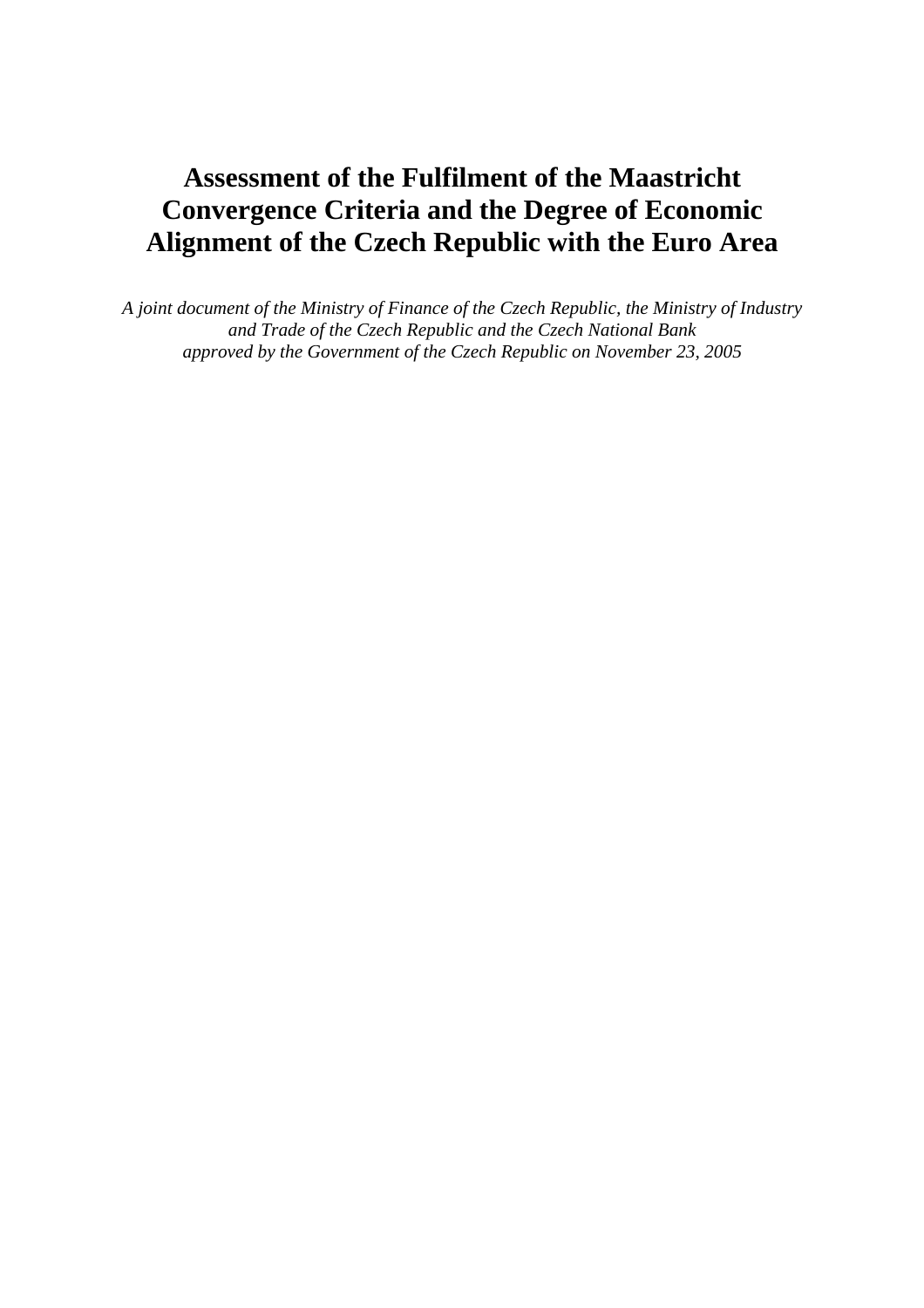# Assessment of the Fulfilment of the Maastricht Convergence Criteria and the Degree of Economic Alignment of the Czech Republic with the Euro Area

*A joint document of the Ministry of Finance of the Czech Republic, the Ministry of Industry and Trade of the Czech Republic and the Czech National Bank approved by the Government of the Czech Republic on November 23, 2005*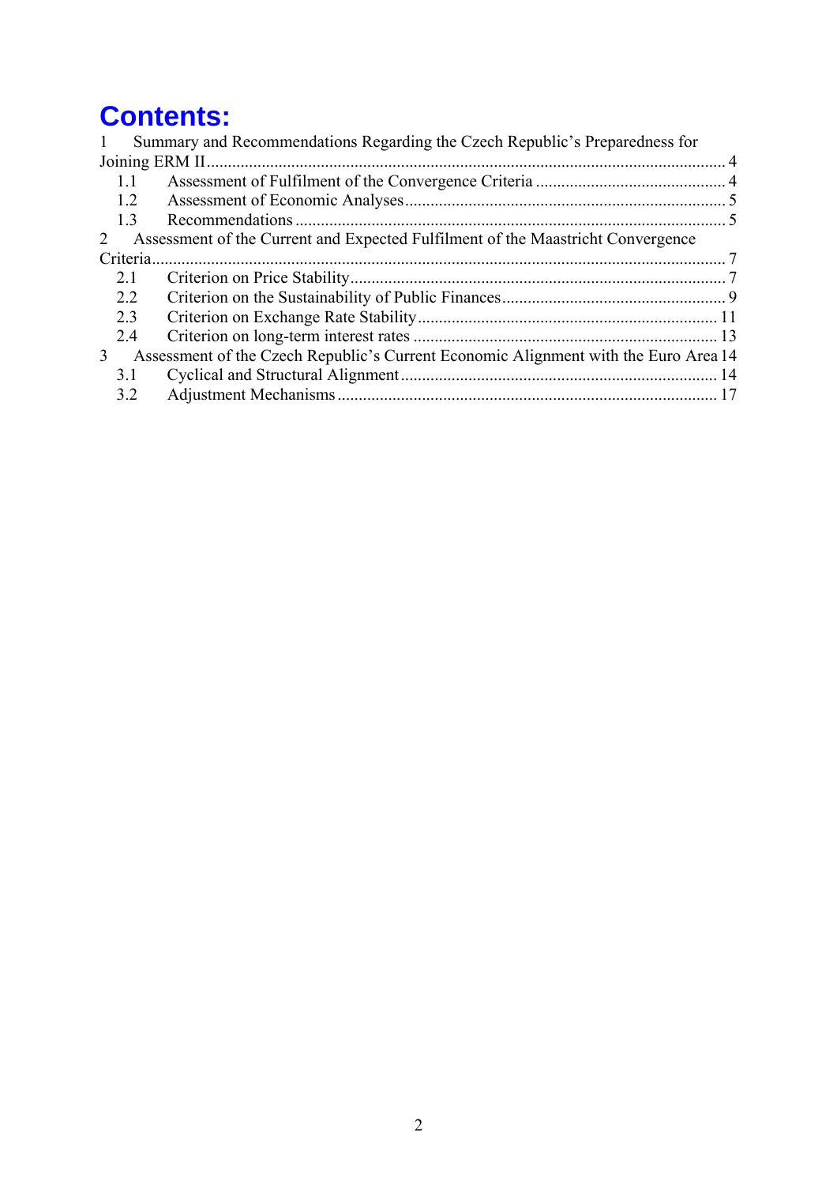# Contents:

1 Summary and Recommendations Regarding the Czech Republic's Preparedness for Joining ERM II ........ 4
- 1.1 Assessment of Fulfilment of the Convergence Criteria ........ 4
- 1.2 Assessment of Economic Analyses ........ 5
- 1.3 Recommendations ........ 5

2 Assessment of the Current and Expected Fulfilment of the Maastricht Convergence Criteria ........ 7
- 2.1 Criterion on Price Stability ........ 7
- 2.2 Criterion on the Sustainability of Public Finances ........ 9
- 2.3 Criterion on Exchange Rate Stability ........ 11
- 2.4 Criterion on long-term interest rates ........ 13

3 Assessment of the Czech Republic's Current Economic Alignment with the Euro Area ........ 14
- 3.1 Cyclical and Structural Alignment ........ 14
- 3.2 Adjustment Mechanisms ........ 17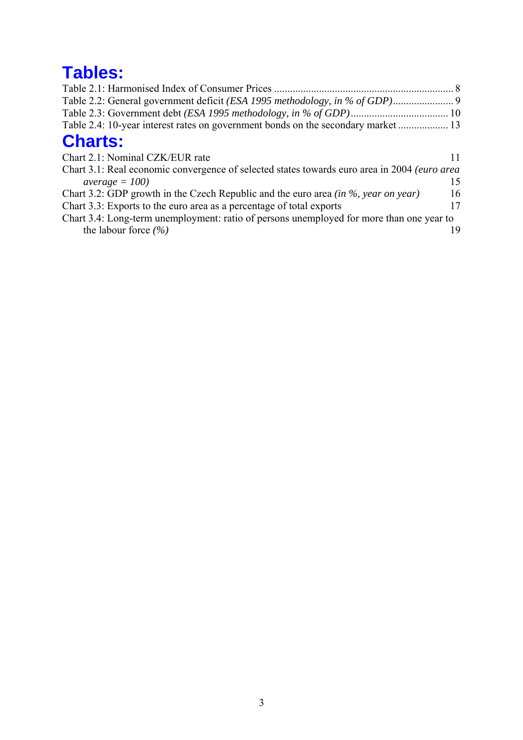# Tables:

Table 2.1: Harmonised Index of Consumer Prices .................................................................... 8
Table 2.2: General government deficit *(ESA 1995 methodology, in % of GDP)*....................... 9
Table 2.3: Government debt *(ESA 1995 methodology, in % of GDP)*..................................... 10
Table 2.4: 10-year interest rates on government bonds on the secondary market ................... 13

# Charts:

Chart 2.1: Nominal CZK/EUR rate 11
Chart 3.1: Real economic convergence of selected states towards euro area in 2004 *(euro area average = 100)* 15
Chart 3.2: GDP growth in the Czech Republic and the euro area *(in %, year on year)* 16
Chart 3.3: Exports to the euro area as a percentage of total exports 17
Chart 3.4: Long-term unemployment: ratio of persons unemployed for more than one year to the labour force *(%)* 19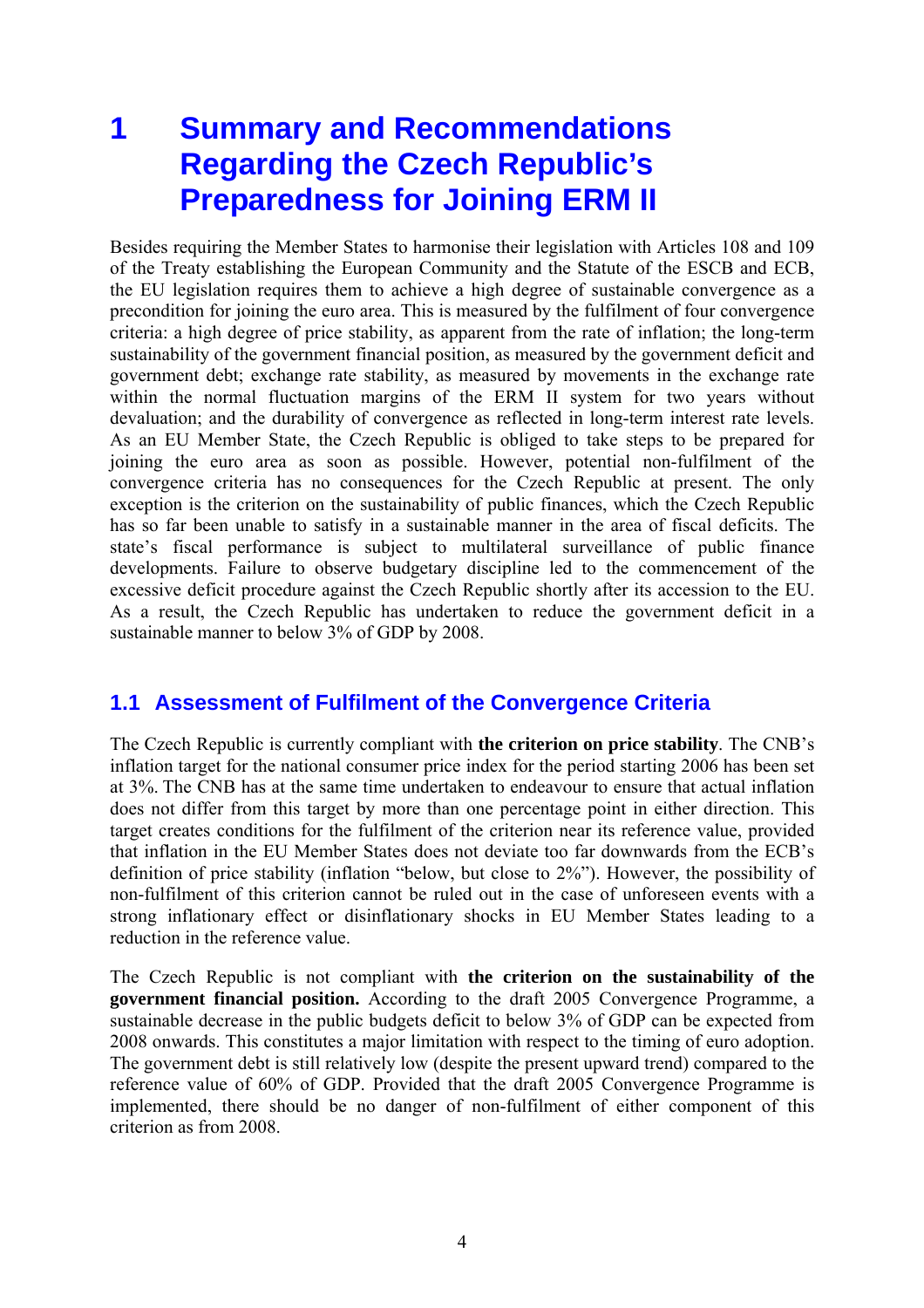# 1 Summary and Recommendations Regarding the Czech Republic's Preparedness for Joining ERM II

Besides requiring the Member States to harmonise their legislation with Articles 108 and 109 of the Treaty establishing the European Community and the Statute of the ESCB and ECB, the EU legislation requires them to achieve a high degree of sustainable convergence as a precondition for joining the euro area. This is measured by the fulfilment of four convergence criteria: a high degree of price stability, as apparent from the rate of inflation; the long-term sustainability of the government financial position, as measured by the government deficit and government debt; exchange rate stability, as measured by movements in the exchange rate within the normal fluctuation margins of the ERM II system for two years without devaluation; and the durability of convergence as reflected in long-term interest rate levels. As an EU Member State, the Czech Republic is obliged to take steps to be prepared for joining the euro area as soon as possible. However, potential non-fulfilment of the convergence criteria has no consequences for the Czech Republic at present. The only exception is the criterion on the sustainability of public finances, which the Czech Republic has so far been unable to satisfy in a sustainable manner in the area of fiscal deficits. The state's fiscal performance is subject to multilateral surveillance of public finance developments. Failure to observe budgetary discipline led to the commencement of the excessive deficit procedure against the Czech Republic shortly after its accession to the EU. As a result, the Czech Republic has undertaken to reduce the government deficit in a sustainable manner to below 3% of GDP by 2008.

## 1.1 Assessment of Fulfilment of the Convergence Criteria

The Czech Republic is currently compliant with **the criterion on price stability**. The CNB's inflation target for the national consumer price index for the period starting 2006 has been set at 3%. The CNB has at the same time undertaken to endeavour to ensure that actual inflation does not differ from this target by more than one percentage point in either direction. This target creates conditions for the fulfilment of the criterion near its reference value, provided that inflation in the EU Member States does not deviate too far downwards from the ECB's definition of price stability (inflation "below, but close to 2%"). However, the possibility of non-fulfilment of this criterion cannot be ruled out in the case of unforeseen events with a strong inflationary effect or disinflationary shocks in EU Member States leading to a reduction in the reference value.

The Czech Republic is not compliant with **the criterion on the sustainability of the government financial position.** According to the draft 2005 Convergence Programme, a sustainable decrease in the public budgets deficit to below 3% of GDP can be expected from 2008 onwards. This constitutes a major limitation with respect to the timing of euro adoption. The government debt is still relatively low (despite the present upward trend) compared to the reference value of 60% of GDP. Provided that the draft 2005 Convergence Programme is implemented, there should be no danger of non-fulfilment of either component of this criterion as from 2008.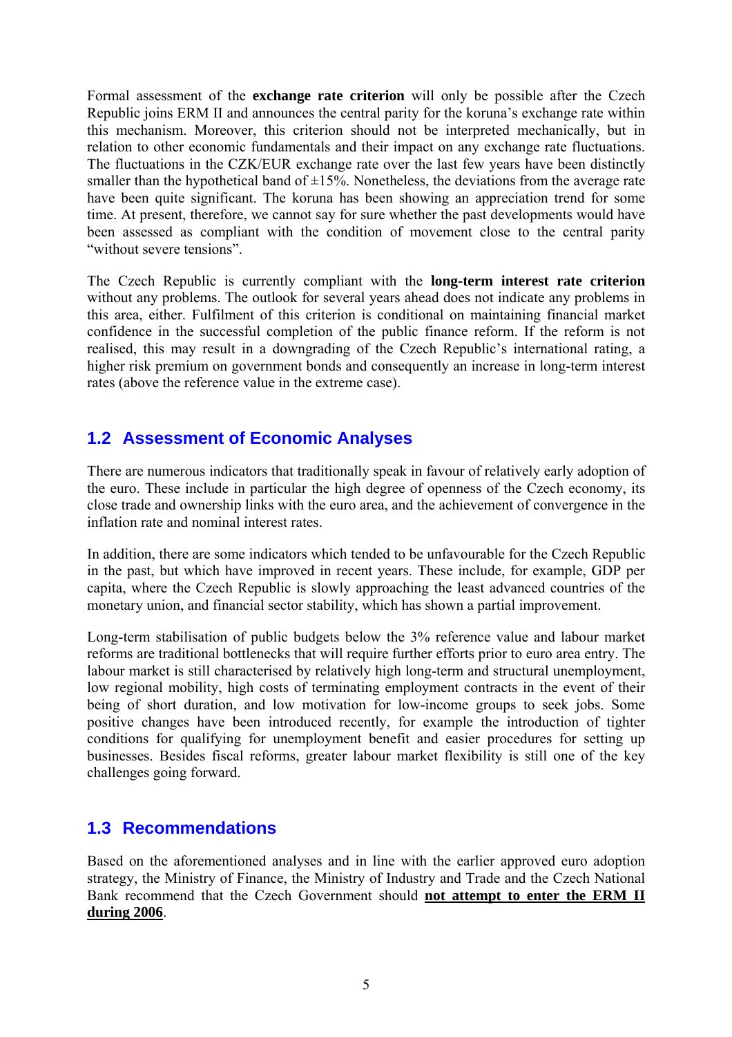Formal assessment of the **exchange rate criterion** will only be possible after the Czech Republic joins ERM II and announces the central parity for the koruna's exchange rate within this mechanism. Moreover, this criterion should not be interpreted mechanically, but in relation to other economic fundamentals and their impact on any exchange rate fluctuations. The fluctuations in the CZK/EUR exchange rate over the last few years have been distinctly smaller than the hypothetical band of ±15%. Nonetheless, the deviations from the average rate have been quite significant. The koruna has been showing an appreciation trend for some time. At present, therefore, we cannot say for sure whether the past developments would have been assessed as compliant with the condition of movement close to the central parity "without severe tensions".

The Czech Republic is currently compliant with the **long-term interest rate criterion** without any problems. The outlook for several years ahead does not indicate any problems in this area, either. Fulfilment of this criterion is conditional on maintaining financial market confidence in the successful completion of the public finance reform. If the reform is not realised, this may result in a downgrading of the Czech Republic's international rating, a higher risk premium on government bonds and consequently an increase in long-term interest rates (above the reference value in the extreme case).

## 1.2 Assessment of Economic Analyses

There are numerous indicators that traditionally speak in favour of relatively early adoption of the euro. These include in particular the high degree of openness of the Czech economy, its close trade and ownership links with the euro area, and the achievement of convergence in the inflation rate and nominal interest rates.

In addition, there are some indicators which tended to be unfavourable for the Czech Republic in the past, but which have improved in recent years. These include, for example, GDP per capita, where the Czech Republic is slowly approaching the least advanced countries of the monetary union, and financial sector stability, which has shown a partial improvement.

Long-term stabilisation of public budgets below the 3% reference value and labour market reforms are traditional bottlenecks that will require further efforts prior to euro area entry. The labour market is still characterised by relatively high long-term and structural unemployment, low regional mobility, high costs of terminating employment contracts in the event of their being of short duration, and low motivation for low-income groups to seek jobs. Some positive changes have been introduced recently, for example the introduction of tighter conditions for qualifying for unemployment benefit and easier procedures for setting up businesses. Besides fiscal reforms, greater labour market flexibility is still one of the key challenges going forward.

## 1.3 Recommendations

Based on the aforementioned analyses and in line with the earlier approved euro adoption strategy, the Ministry of Finance, the Ministry of Industry and Trade and the Czech National Bank recommend that the Czech Government should **not attempt to enter the ERM II during 2006**.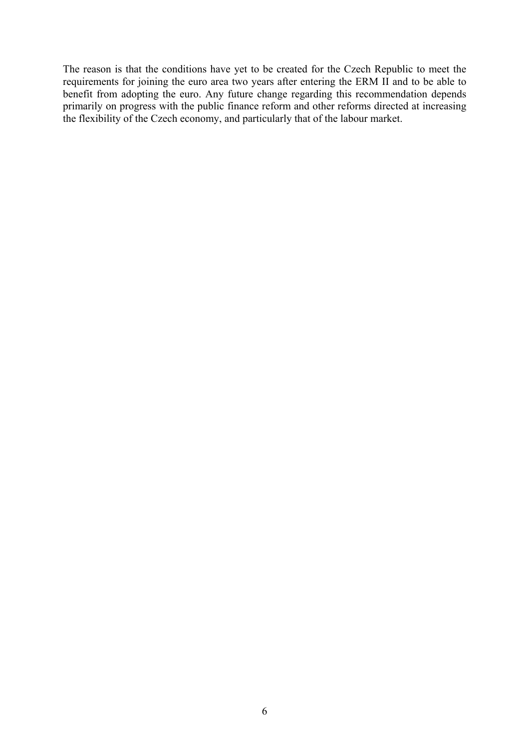The reason is that the conditions have yet to be created for the Czech Republic to meet the requirements for joining the euro area two years after entering the ERM II and to be able to benefit from adopting the euro. Any future change regarding this recommendation depends primarily on progress with the public finance reform and other reforms directed at increasing the flexibility of the Czech economy, and particularly that of the labour market.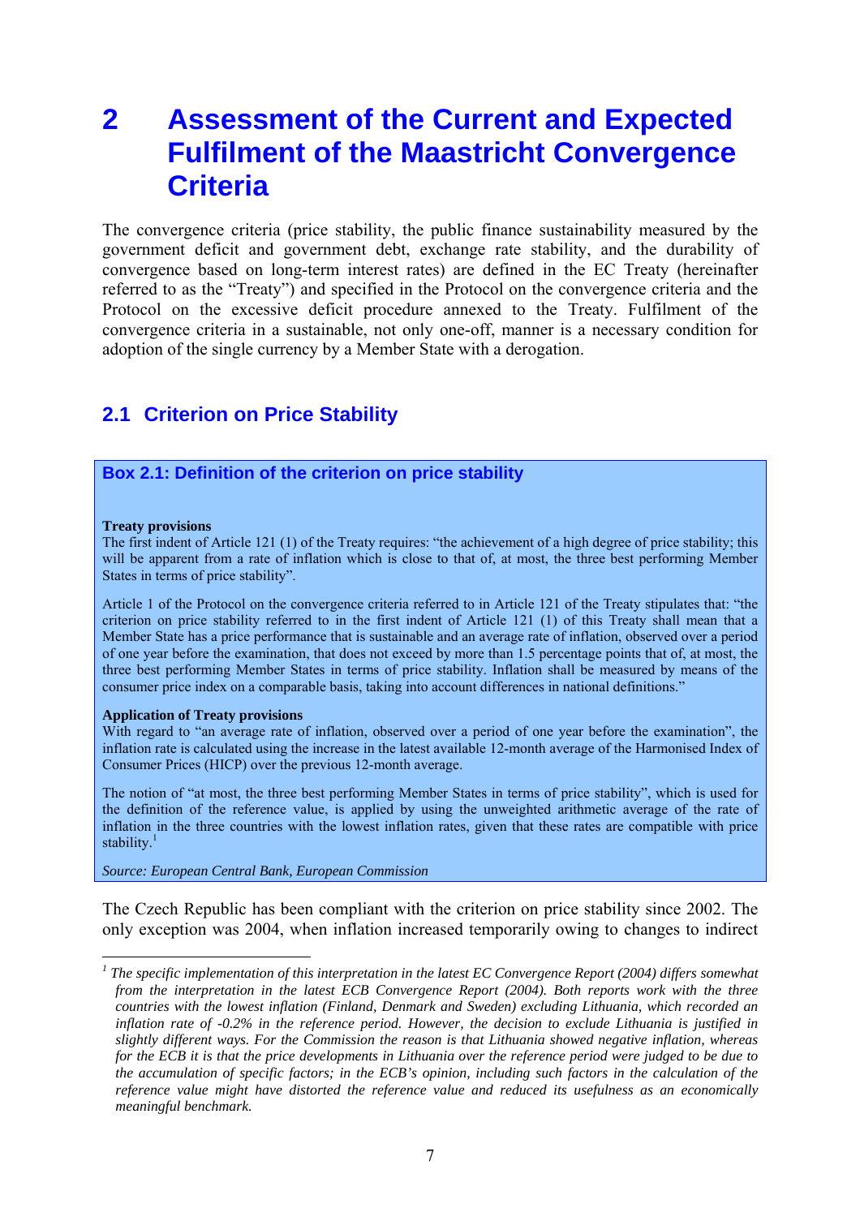# 2 Assessment of the Current and Expected Fulfilment of the Maastricht Convergence Criteria

The convergence criteria (price stability, the public finance sustainability measured by the government deficit and government debt, exchange rate stability, and the durability of convergence based on long-term interest rates) are defined in the EC Treaty (hereinafter referred to as the "Treaty") and specified in the Protocol on the convergence criteria and the Protocol on the excessive deficit procedure annexed to the Treaty. Fulfilment of the convergence criteria in a sustainable, not only one-off, manner is a necessary condition for adoption of the single currency by a Member State with a derogation.

## 2.1 Criterion on Price Stability

### Box 2.1: Definition of the criterion on price stability

**Treaty provisions**

The first indent of Article 121 (1) of the Treaty requires: "the achievement of a high degree of price stability; this will be apparent from a rate of inflation which is close to that of, at most, the three best performing Member States in terms of price stability".

Article 1 of the Protocol on the convergence criteria referred to in Article 121 of the Treaty stipulates that: "the criterion on price stability referred to in the first indent of Article 121 (1) of this Treaty shall mean that a Member State has a price performance that is sustainable and an average rate of inflation, observed over a period of one year before the examination, that does not exceed by more than 1.5 percentage points that of, at most, the three best performing Member States in terms of price stability. Inflation shall be measured by means of the consumer price index on a comparable basis, taking into account differences in national definitions."

**Application of Treaty provisions**

With regard to "an average rate of inflation, observed over a period of one year before the examination", the inflation rate is calculated using the increase in the latest available 12-month average of the Harmonised Index of Consumer Prices (HICP) over the previous 12-month average.

The notion of "at most, the three best performing Member States in terms of price stability", which is used for the definition of the reference value, is applied by using the unweighted arithmetic average of the rate of inflation in the three countries with the lowest inflation rates, given that these rates are compatible with price stability.[1]

*Source: European Central Bank, European Commission*

The Czech Republic has been compliant with the criterion on price stability since 2002. The only exception was 2004, when inflation increased temporarily owing to changes to indirect

---

[1] *The specific implementation of this interpretation in the latest EC Convergence Report (2004) differs somewhat from the interpretation in the latest ECB Convergence Report (2004). Both reports work with the three countries with the lowest inflation (Finland, Denmark and Sweden) excluding Lithuania, which recorded an inflation rate of -0.2% in the reference period. However, the decision to exclude Lithuania is justified in slightly different ways. For the Commission the reason is that Lithuania showed negative inflation, whereas for the ECB it is that the price developments in Lithuania over the reference period were judged to be due to the accumulation of specific factors; in the ECB's opinion, including such factors in the calculation of the reference value might have distorted the reference value and reduced its usefulness as an economically meaningful benchmark.*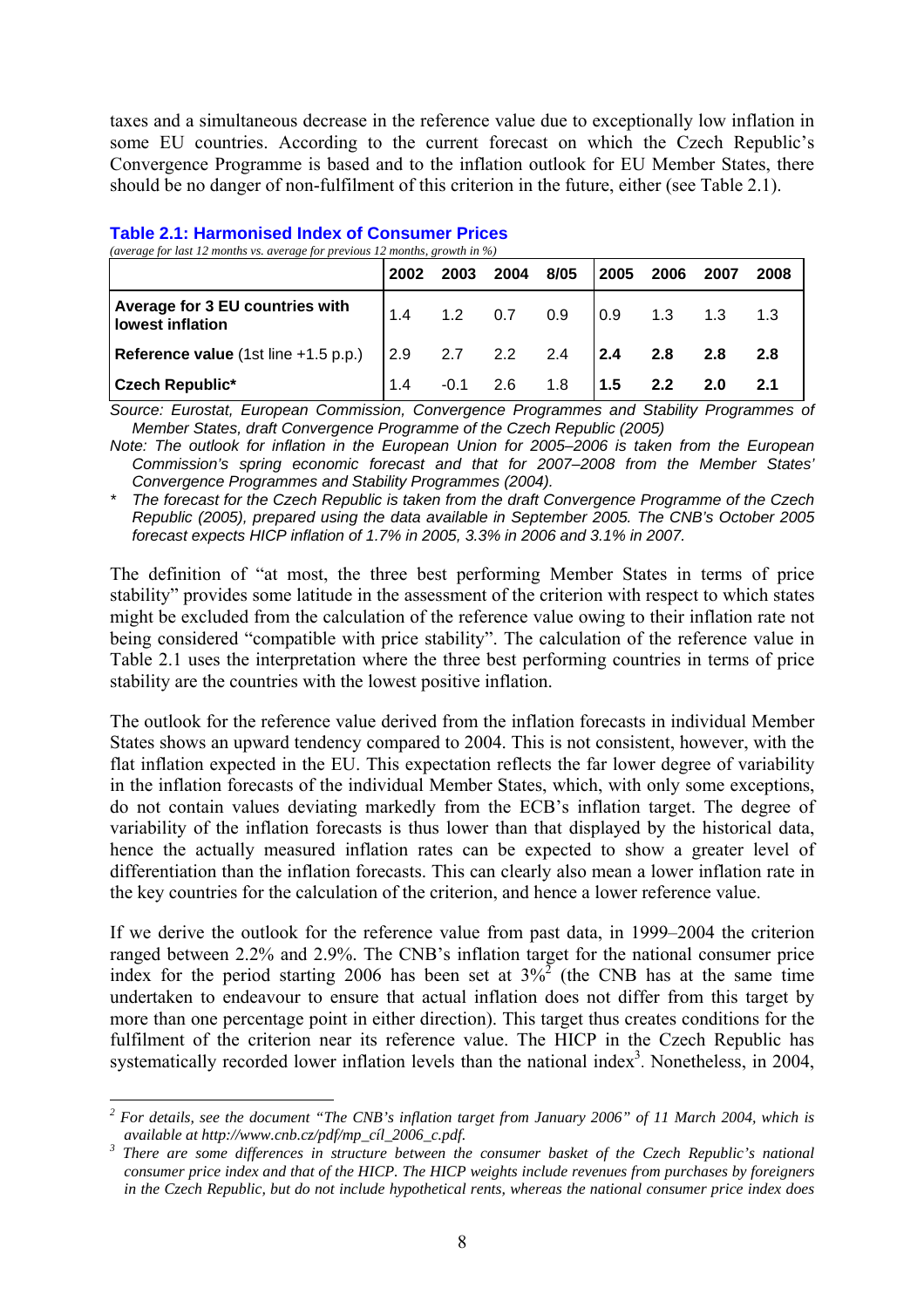taxes and a simultaneous decrease in the reference value due to exceptionally low inflation in some EU countries. According to the current forecast on which the Czech Republic's Convergence Programme is based and to the inflation outlook for EU Member States, there should be no danger of non-fulfilment of this criterion in the future, either (see Table 2.1).

**Table 2.1: Harmonised Index of Consumer Prices**

*(average for last 12 months vs. average for previous 12 months, growth in %)*

| | 2002 | 2003 | 2004 | 8/05 | 2005 | 2006 | 2007 | 2008 |
|---|---|---|---|---|---|---|---|---|
| **Average for 3 EU countries with lowest inflation** | 1.4 | 1.2 | 0.7 | 0.9 | 0.9 | 1.3 | 1.3 | 1.3 |
| **Reference value** (1st line +1.5 p.p.) | 2.9 | 2.7 | 2.2 | 2.4 | **2.4** | **2.8** | **2.8** | **2.8** |
| **Czech Republic*** | 1.4 | -0.1 | 2.6 | 1.8 | **1.5** | **2.2** | **2.0** | **2.1** |

*Source: Eurostat, European Commission, Convergence Programmes and Stability Programmes of Member States, draft Convergence Programme of the Czech Republic (2005)*

*Note: The outlook for inflation in the European Union for 2005–2006 is taken from the European Commission's spring economic forecast and that for 2007–2008 from the Member States' Convergence Programmes and Stability Programmes (2004).*

\* *The forecast for the Czech Republic is taken from the draft Convergence Programme of the Czech Republic (2005), prepared using the data available in September 2005. The CNB's October 2005 forecast expects HICP inflation of 1.7% in 2005, 3.3% in 2006 and 3.1% in 2007.*

The definition of "at most, the three best performing Member States in terms of price stability" provides some latitude in the assessment of the criterion with respect to which states might be excluded from the calculation of the reference value owing to their inflation rate not being considered "compatible with price stability". The calculation of the reference value in Table 2.1 uses the interpretation where the three best performing countries in terms of price stability are the countries with the lowest positive inflation.

The outlook for the reference value derived from the inflation forecasts in individual Member States shows an upward tendency compared to 2004. This is not consistent, however, with the flat inflation expected in the EU. This expectation reflects the far lower degree of variability in the inflation forecasts of the individual Member States, which, with only some exceptions, do not contain values deviating markedly from the ECB's inflation target. The degree of variability of the inflation forecasts is thus lower than that displayed by the historical data, hence the actually measured inflation rates can be expected to show a greater level of differentiation than the inflation forecasts. This can clearly also mean a lower inflation rate in the key countries for the calculation of the criterion, and hence a lower reference value.

If we derive the outlook for the reference value from past data, in 1999–2004 the criterion ranged between 2.2% and 2.9%. The CNB's inflation target for the national consumer price index for the period starting 2006 has been set at 3%[2] (the CNB has at the same time undertaken to endeavour to ensure that actual inflation does not differ from this target by more than one percentage point in either direction). This target thus creates conditions for the fulfilment of the criterion near its reference value. The HICP in the Czech Republic has systematically recorded lower inflation levels than the national index[3]. Nonetheless, in 2004,

[2] *For details, see the document "The CNB's inflation target from January 2006" of 11 March 2004, which is available at http://www.cnb.cz/pdf/mp_cíl_2006_c.pdf.*

[3] *There are some differences in structure between the consumer basket of the Czech Republic's national consumer price index and that of the HICP. The HICP weights include revenues from purchases by foreigners in the Czech Republic, but do not include hypothetical rents, whereas the national consumer price index does*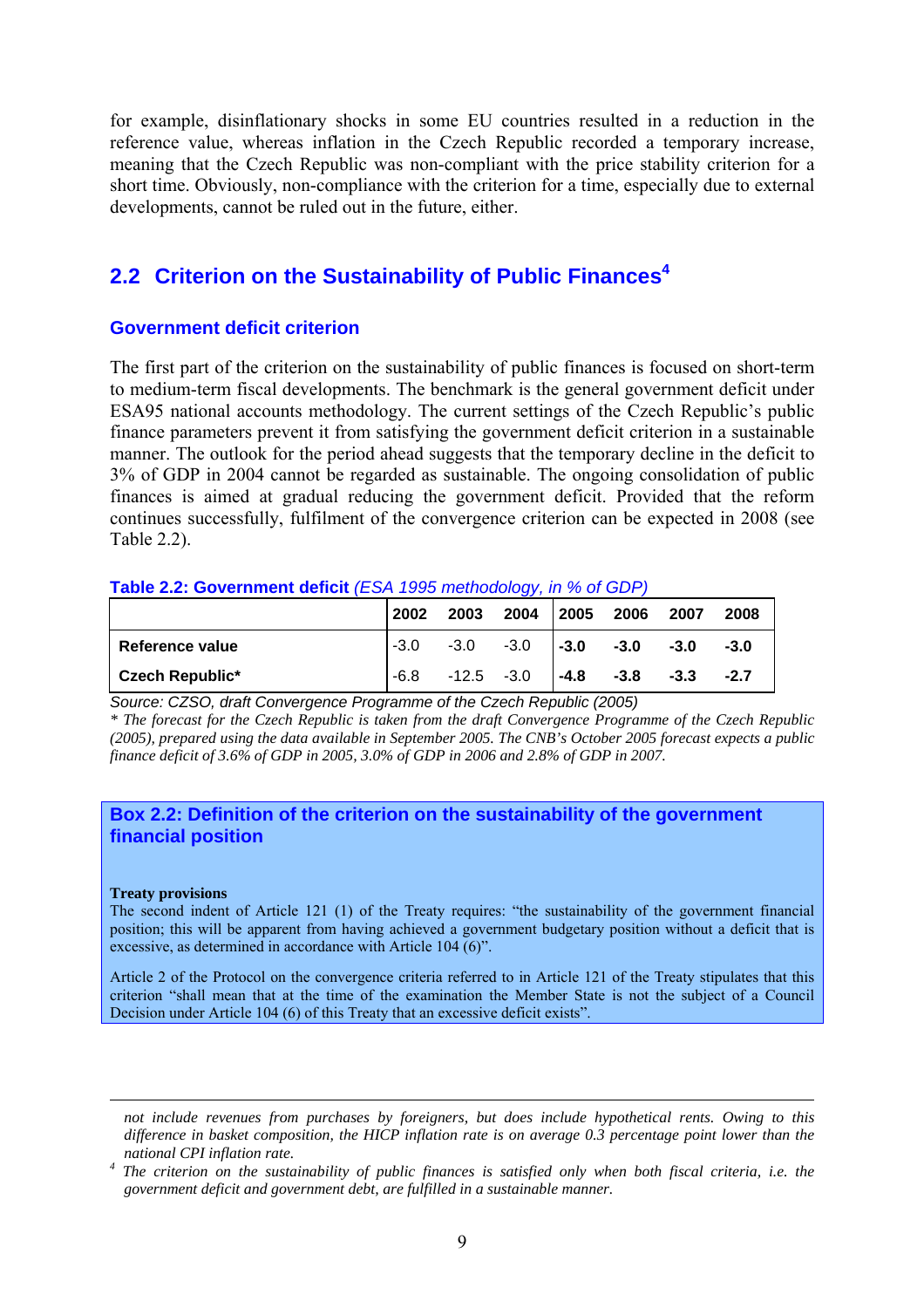for example, disinflationary shocks in some EU countries resulted in a reduction in the reference value, whereas inflation in the Czech Republic recorded a temporary increase, meaning that the Czech Republic was non-compliant with the price stability criterion for a short time. Obviously, non-compliance with the criterion for a time, especially due to external developments, cannot be ruled out in the future, either.

## 2.2 Criterion on the Sustainability of Public Finances[4]

### Government deficit criterion

The first part of the criterion on the sustainability of public finances is focused on short-term to medium-term fiscal developments. The benchmark is the general government deficit under ESA95 national accounts methodology. The current settings of the Czech Republic's public finance parameters prevent it from satisfying the government deficit criterion in a sustainable manner. The outlook for the period ahead suggests that the temporary decline in the deficit to 3% of GDP in 2004 cannot be regarded as sustainable. The ongoing consolidation of public finances is aimed at gradual reducing the government deficit. Provided that the reform continues successfully, fulfilment of the convergence criterion can be expected in 2008 (see Table 2.2).

**Table 2.2: Government deficit** *(ESA 1995 methodology, in % of GDP)*

| | 2002 | 2003 | 2004 | 2005 | 2006 | 2007 | 2008 |
|---|---|---|---|---|---|---|---|
| **Reference value** | -3.0 | -3.0 | -3.0 | **-3.0** | **-3.0** | **-3.0** | **-3.0** |
| **Czech Republic*** | -6.8 | -12.5 | -3.0 | **-4.8** | **-3.8** | **-3.3** | **-2.7** |

*Source: CZSO, draft Convergence Programme of the Czech Republic (2005)*

*\* The forecast for the Czech Republic is taken from the draft Convergence Programme of the Czech Republic (2005), prepared using the data available in September 2005. The CNB's October 2005 forecast expects a public finance deficit of 3.6% of GDP in 2005, 3.0% of GDP in 2006 and 2.8% of GDP in 2007.*

### Box 2.2: Definition of the criterion on the sustainability of the government financial position

**Treaty provisions**

The second indent of Article 121 (1) of the Treaty requires: "the sustainability of the government financial position; this will be apparent from having achieved a government budgetary position without a deficit that is excessive, as determined in accordance with Article 104 (6)".

Article 2 of the Protocol on the convergence criteria referred to in Article 121 of the Treaty stipulates that this criterion "shall mean that at the time of the examination the Member State is not the subject of a Council Decision under Article 104 (6) of this Treaty that an excessive deficit exists".

---

*not include revenues from purchases by foreigners, but does include hypothetical rents. Owing to this difference in basket composition, the HICP inflation rate is on average 0.3 percentage point lower than the national CPI inflation rate.*

[4] *The criterion on the sustainability of public finances is satisfied only when both fiscal criteria, i.e. the government deficit and government debt, are fulfilled in a sustainable manner.*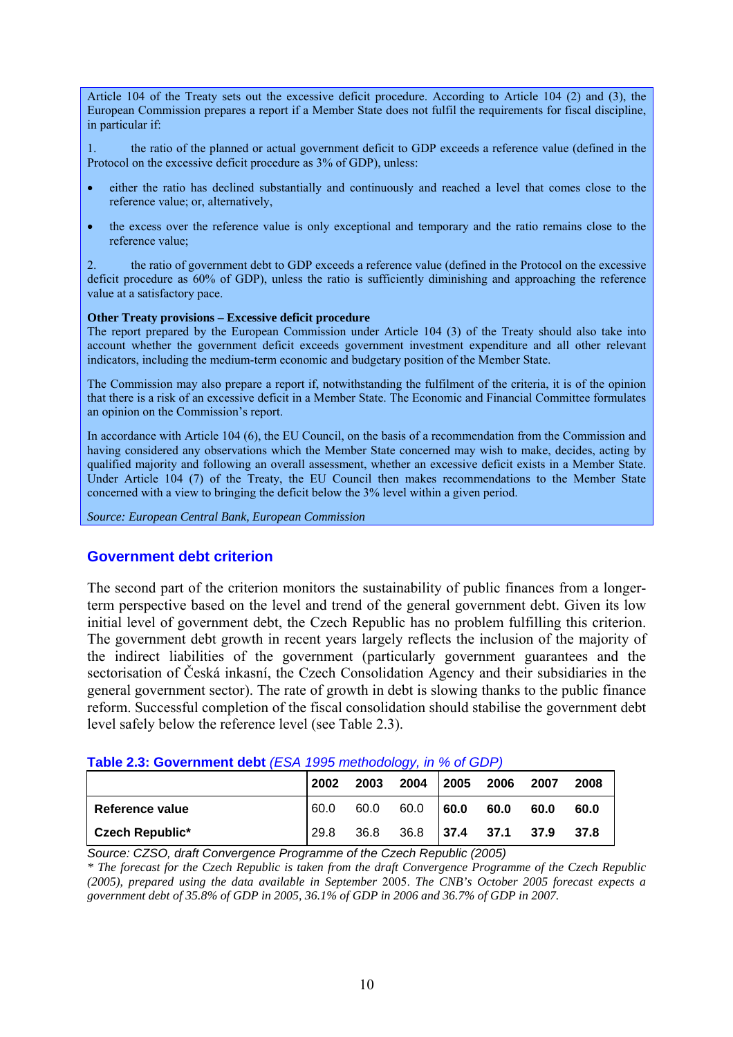Article 104 of the Treaty sets out the excessive deficit procedure. According to Article 104 (2) and (3), the European Commission prepares a report if a Member State does not fulfil the requirements for fiscal discipline, in particular if:

1. the ratio of the planned or actual government deficit to GDP exceeds a reference value (defined in the Protocol on the excessive deficit procedure as 3% of GDP), unless:

- either the ratio has declined substantially and continuously and reached a level that comes close to the reference value; or, alternatively,
- the excess over the reference value is only exceptional and temporary and the ratio remains close to the reference value;

2. the ratio of government debt to GDP exceeds a reference value (defined in the Protocol on the excessive deficit procedure as 60% of GDP), unless the ratio is sufficiently diminishing and approaching the reference value at a satisfactory pace.

**Other Treaty provisions – Excessive deficit procedure**
The report prepared by the European Commission under Article 104 (3) of the Treaty should also take into account whether the government deficit exceeds government investment expenditure and all other relevant indicators, including the medium-term economic and budgetary position of the Member State.

The Commission may also prepare a report if, notwithstanding the fulfilment of the criteria, it is of the opinion that there is a risk of an excessive deficit in a Member State. The Economic and Financial Committee formulates an opinion on the Commission's report.

In accordance with Article 104 (6), the EU Council, on the basis of a recommendation from the Commission and having considered any observations which the Member State concerned may wish to make, decides, acting by qualified majority and following an overall assessment, whether an excessive deficit exists in a Member State. Under Article 104 (7) of the Treaty, the EU Council then makes recommendations to the Member State concerned with a view to bringing the deficit below the 3% level within a given period.

*Source: European Central Bank, European Commission*

## Government debt criterion

The second part of the criterion monitors the sustainability of public finances from a longer-term perspective based on the level and trend of the general government debt. Given its low initial level of government debt, the Czech Republic has no problem fulfilling this criterion. The government debt growth in recent years largely reflects the inclusion of the majority of the indirect liabilities of the government (particularly government guarantees and the sectorisation of Česká inkasní, the Czech Consolidation Agency and their subsidiaries in the general government sector). The rate of growth in debt is slowing thanks to the public finance reform. Successful completion of the fiscal consolidation should stabilise the government debt level safely below the reference level (see Table 2.3).

**Table 2.3: Government debt** *(ESA 1995 methodology, in % of GDP)*

| | 2002 | 2003 | 2004 | 2005 | 2006 | 2007 | 2008 |
|---|---|---|---|---|---|---|---|
| **Reference value** | 60.0 | 60.0 | 60.0 | **60.0** | **60.0** | **60.0** | **60.0** |
| **Czech Republic*** | 29.8 | 36.8 | 36.8 | **37.4** | **37.1** | **37.9** | **37.8** |

*Source: CZSO, draft Convergence Programme of the Czech Republic (2005)*
*\* The forecast for the Czech Republic is taken from the draft Convergence Programme of the Czech Republic (2005), prepared using the data available in September 2005. The CNB's October 2005 forecast expects a government debt of 35.8% of GDP in 2005, 36.1% of GDP in 2006 and 36.7% of GDP in 2007.*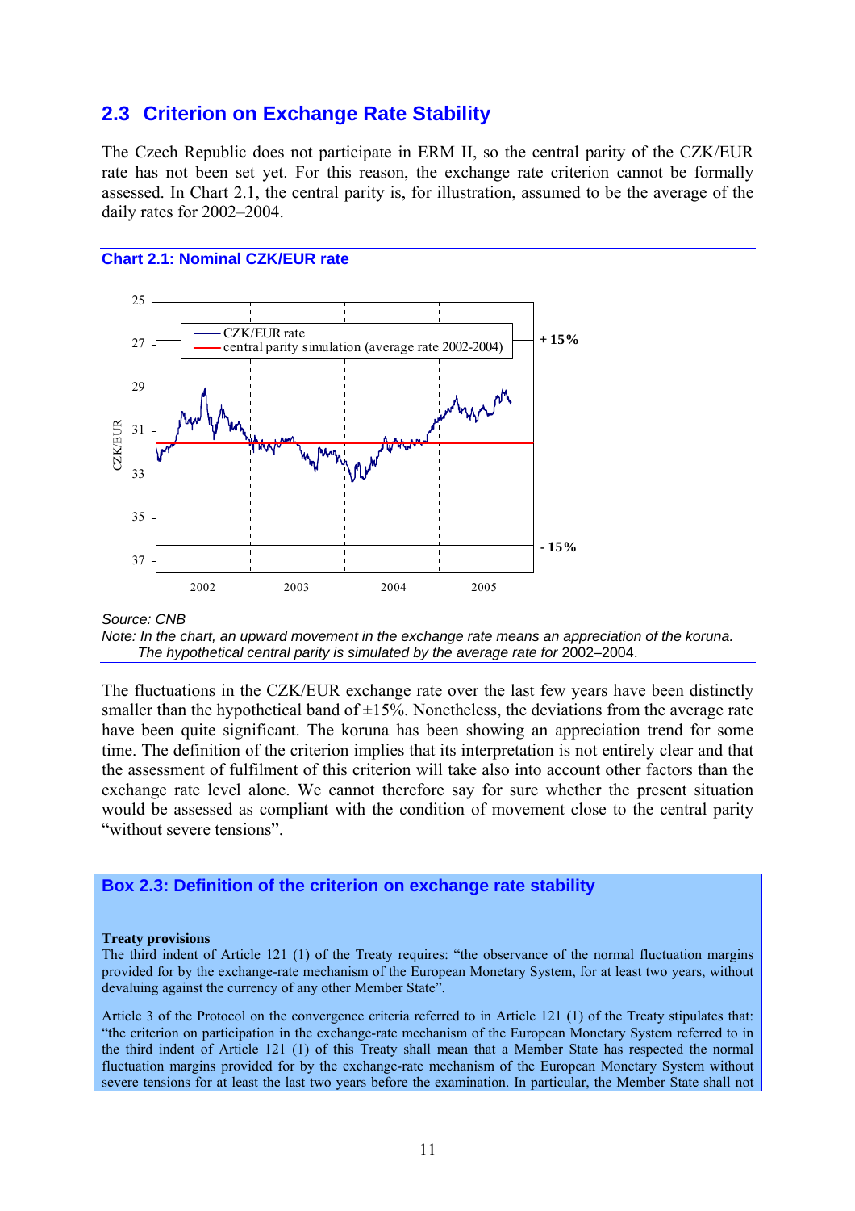## 2.3 Criterion on Exchange Rate Stability

The Czech Republic does not participate in ERM II, so the central parity of the CZK/EUR rate has not been set yet. For this reason, the exchange rate criterion cannot be formally assessed. In Chart 2.1, the central parity is, for illustration, assumed to be the average of the daily rates for 2002–2004.

**Chart 2.1: Nominal CZK/EUR rate**

*Source: CNB*

*Note: In the chart, an upward movement in the exchange rate means an appreciation of the koruna. The hypothetical central parity is simulated by the average rate for 2002–2004.*

The fluctuations in the CZK/EUR exchange rate over the last few years have been distinctly smaller than the hypothetical band of ±15%. Nonetheless, the deviations from the average rate have been quite significant. The koruna has been showing an appreciation trend for some time. The definition of the criterion implies that its interpretation is not entirely clear and that the assessment of fulfilment of this criterion will take also into account other factors than the exchange rate level alone. We cannot therefore say for sure whether the present situation would be assessed as compliant with the condition of movement close to the central parity "without severe tensions".

### Box 2.3: Definition of the criterion on exchange rate stability

**Treaty provisions**

The third indent of Article 121 (1) of the Treaty requires: "the observance of the normal fluctuation margins provided for by the exchange-rate mechanism of the European Monetary System, for at least two years, without devaluing against the currency of any other Member State".

Article 3 of the Protocol on the convergence criteria referred to in Article 121 (1) of the Treaty stipulates that: "the criterion on participation in the exchange-rate mechanism of the European Monetary System referred to in the third indent of Article 121 (1) of this Treaty shall mean that a Member State has respected the normal fluctuation margins provided for by the exchange-rate mechanism of the European Monetary System without severe tensions for at least the last two years before the examination. In particular, the Member State shall not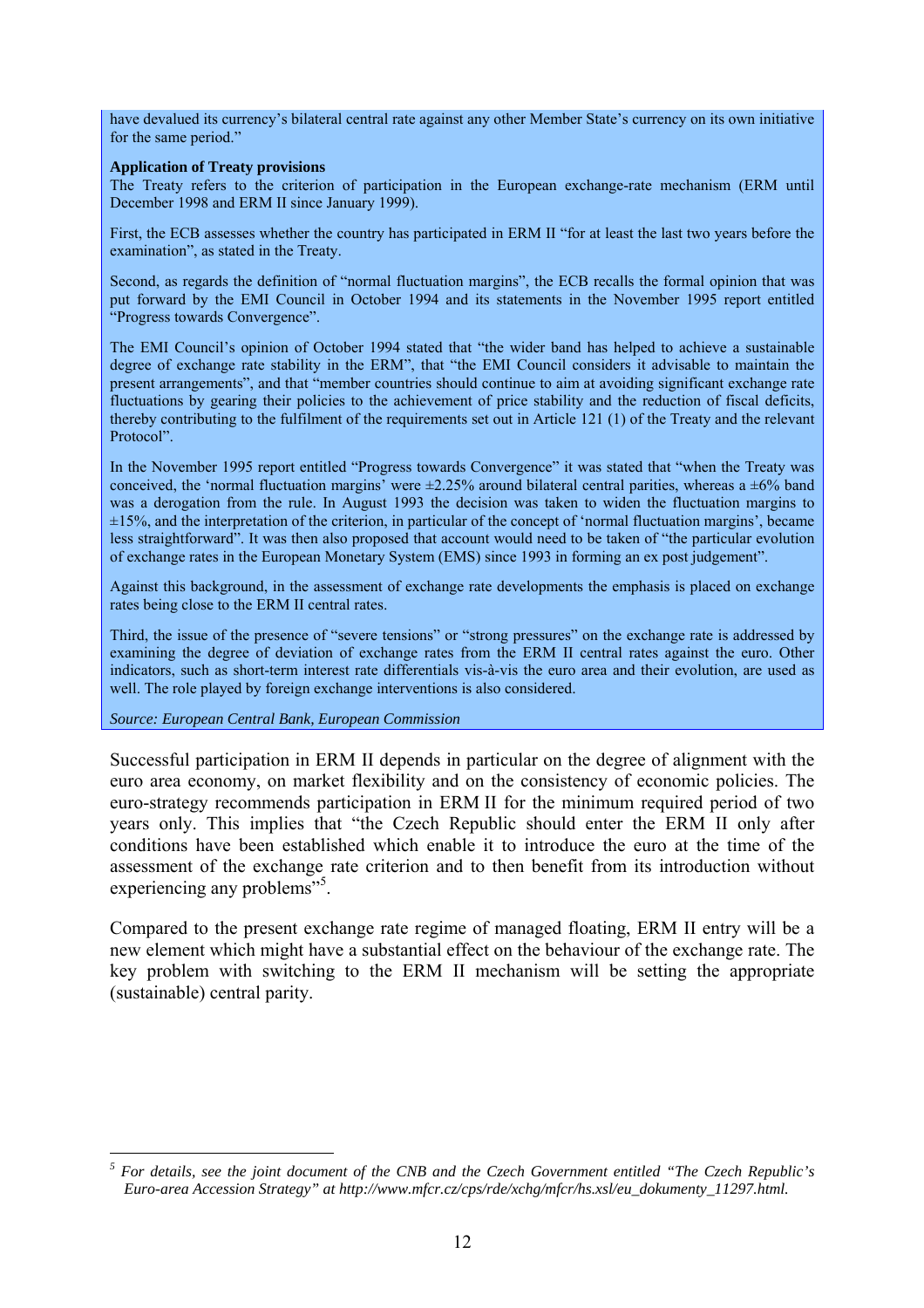have devalued its currency's bilateral central rate against any other Member State's currency on its own initiative for the same period."

**Application of Treaty provisions**

The Treaty refers to the criterion of participation in the European exchange-rate mechanism (ERM until December 1998 and ERM II since January 1999).

First, the ECB assesses whether the country has participated in ERM II "for at least the last two years before the examination", as stated in the Treaty.

Second, as regards the definition of "normal fluctuation margins", the ECB recalls the formal opinion that was put forward by the EMI Council in October 1994 and its statements in the November 1995 report entitled "Progress towards Convergence".

The EMI Council's opinion of October 1994 stated that "the wider band has helped to achieve a sustainable degree of exchange rate stability in the ERM", that "the EMI Council considers it advisable to maintain the present arrangements", and that "member countries should continue to aim at avoiding significant exchange rate fluctuations by gearing their policies to the achievement of price stability and the reduction of fiscal deficits, thereby contributing to the fulfilment of the requirements set out in Article 121 (1) of the Treaty and the relevant Protocol".

In the November 1995 report entitled "Progress towards Convergence" it was stated that "when the Treaty was conceived, the 'normal fluctuation margins' were ±2.25% around bilateral central parities, whereas a ±6% band was a derogation from the rule. In August 1993 the decision was taken to widen the fluctuation margins to ±15%, and the interpretation of the criterion, in particular of the concept of 'normal fluctuation margins', became less straightforward". It was then also proposed that account would need to be taken of "the particular evolution of exchange rates in the European Monetary System (EMS) since 1993 in forming an ex post judgement".

Against this background, in the assessment of exchange rate developments the emphasis is placed on exchange rates being close to the ERM II central rates.

Third, the issue of the presence of "severe tensions" or "strong pressures" on the exchange rate is addressed by examining the degree of deviation of exchange rates from the ERM II central rates against the euro. Other indicators, such as short-term interest rate differentials vis-à-vis the euro area and their evolution, are used as well. The role played by foreign exchange interventions is also considered.

*Source: European Central Bank, European Commission*

Successful participation in ERM II depends in particular on the degree of alignment with the euro area economy, on market flexibility and on the consistency of economic policies. The euro-strategy recommends participation in ERM II for the minimum required period of two years only. This implies that "the Czech Republic should enter the ERM II only after conditions have been established which enable it to introduce the euro at the time of the assessment of the exchange rate criterion and to then benefit from its introduction without experiencing any problems"[5].

Compared to the present exchange rate regime of managed floating, ERM II entry will be a new element which might have a substantial effect on the behaviour of the exchange rate. The key problem with switching to the ERM II mechanism will be setting the appropriate (sustainable) central parity.

---

[5] *For details, see the joint document of the CNB and the Czech Government entitled "The Czech Republic's Euro-area Accession Strategy" at http://www.mfcr.cz/cps/rde/xchg/mfcr/hs.xsl/eu_dokumenty_11297.html.*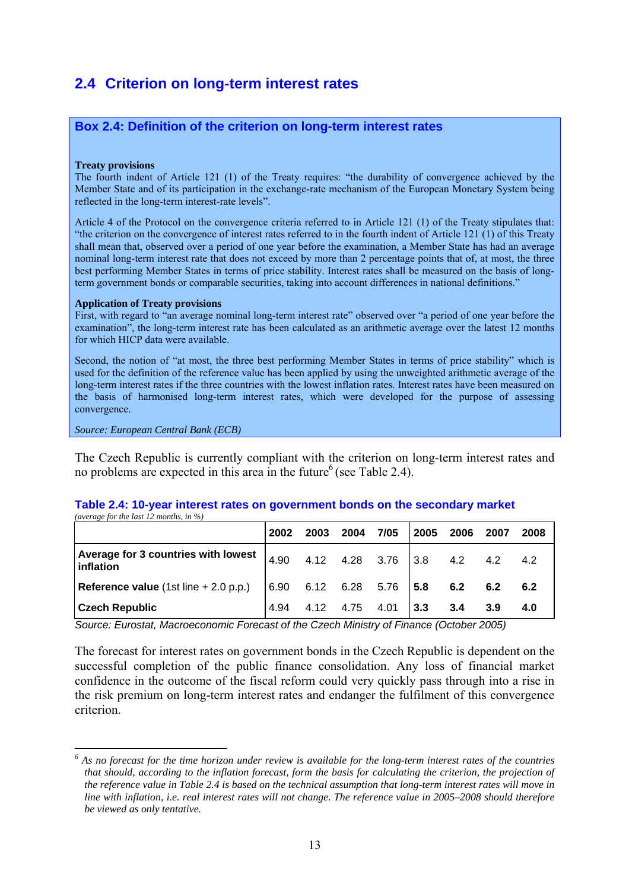## 2.4 Criterion on long-term interest rates

### Box 2.4: Definition of the criterion on long-term interest rates

**Treaty provisions**

The fourth indent of Article 121 (1) of the Treaty requires: "the durability of convergence achieved by the Member State and of its participation in the exchange-rate mechanism of the European Monetary System being reflected in the long-term interest-rate levels".

Article 4 of the Protocol on the convergence criteria referred to in Article 121 (1) of the Treaty stipulates that: "the criterion on the convergence of interest rates referred to in the fourth indent of Article 121 (1) of this Treaty shall mean that, observed over a period of one year before the examination, a Member State has had an average nominal long-term interest rate that does not exceed by more than 2 percentage points that of, at most, the three best performing Member States in terms of price stability. Interest rates shall be measured on the basis of long-term government bonds or comparable securities, taking into account differences in national definitions."

**Application of Treaty provisions**

First, with regard to "an average nominal long-term interest rate" observed over "a period of one year before the examination", the long-term interest rate has been calculated as an arithmetic average over the latest 12 months for which HICP data were available.

Second, the notion of "at most, the three best performing Member States in terms of price stability" which is used for the definition of the reference value has been applied by using the unweighted arithmetic average of the long-term interest rates if the three countries with the lowest inflation rates. Interest rates have been measured on the basis of harmonised long-term interest rates, which were developed for the purpose of assessing convergence.

*Source: European Central Bank (ECB)*

The Czech Republic is currently compliant with the criterion on long-term interest rates and no problems are expected in this area in the future[6] (see Table 2.4).

**Table 2.4: 10-year interest rates on government bonds on the secondary market**
*(average for the last 12 months, in %)*

| | 2002 | 2003 | 2004 | 7/05 | 2005 | 2006 | 2007 | 2008 |
|---|---|---|---|---|---|---|---|---|
| **Average for 3 countries with lowest inflation** | 4.90 | 4.12 | 4.28 | 3.76 | 3.8 | 4.2 | 4.2 | 4.2 |
| **Reference value** (1st line + 2.0 p.p.) | 6.90 | 6.12 | 6.28 | 5.76 | **5.8** | **6.2** | **6.2** | **6.2** |
| **Czech Republic** | 4.94 | 4.12 | 4.75 | 4.01 | **3.3** | **3.4** | **3.9** | **4.0** |

*Source: Eurostat, Macroeconomic Forecast of the Czech Ministry of Finance (October 2005)*

The forecast for interest rates on government bonds in the Czech Republic is dependent on the successful completion of the public finance consolidation. Any loss of financial market confidence in the outcome of the fiscal reform could very quickly pass through into a rise in the risk premium on long-term interest rates and endanger the fulfilment of this convergence criterion.

[6] *As no forecast for the time horizon under review is available for the long-term interest rates of the countries that should, according to the inflation forecast, form the basis for calculating the criterion, the projection of the reference value in Table 2.4 is based on the technical assumption that long-term interest rates will move in line with inflation, i.e. real interest rates will not change. The reference value in 2005–2008 should therefore be viewed as only tentative.*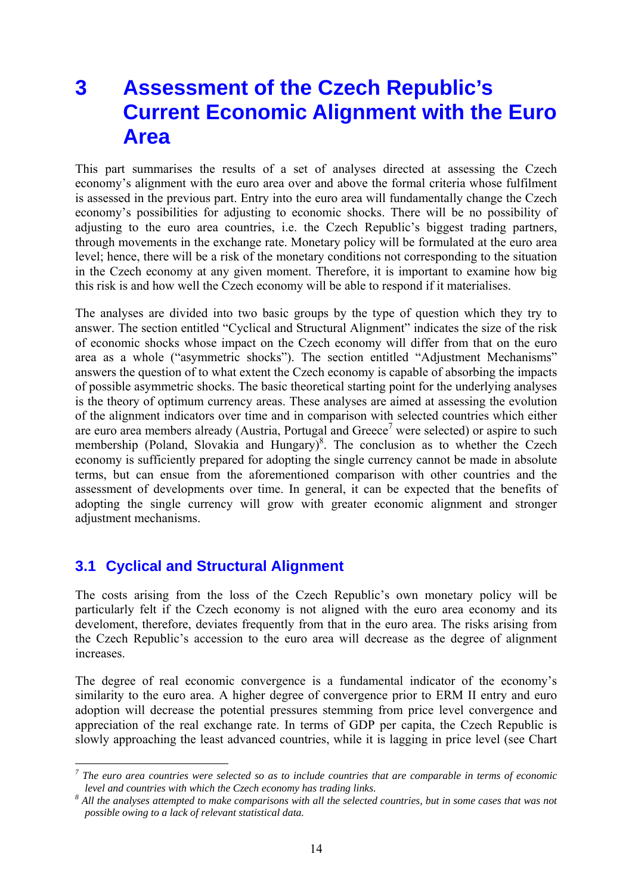# 3 Assessment of the Czech Republic's Current Economic Alignment with the Euro Area

This part summarises the results of a set of analyses directed at assessing the Czech economy's alignment with the euro area over and above the formal criteria whose fulfilment is assessed in the previous part. Entry into the euro area will fundamentally change the Czech economy's possibilities for adjusting to economic shocks. There will be no possibility of adjusting to the euro area countries, i.e. the Czech Republic's biggest trading partners, through movements in the exchange rate. Monetary policy will be formulated at the euro area level; hence, there will be a risk of the monetary conditions not corresponding to the situation in the Czech economy at any given moment. Therefore, it is important to examine how big this risk is and how well the Czech economy will be able to respond if it materialises.

The analyses are divided into two basic groups by the type of question which they try to answer. The section entitled "Cyclical and Structural Alignment" indicates the size of the risk of economic shocks whose impact on the Czech economy will differ from that on the euro area as a whole ("asymmetric shocks"). The section entitled "Adjustment Mechanisms" answers the question of to what extent the Czech economy is capable of absorbing the impacts of possible asymmetric shocks. The basic theoretical starting point for the underlying analyses is the theory of optimum currency areas. These analyses are aimed at assessing the evolution of the alignment indicators over time and in comparison with selected countries which either are euro area members already (Austria, Portugal and Greece[7] were selected) or aspire to such membership (Poland, Slovakia and Hungary)[8]. The conclusion as to whether the Czech economy is sufficiently prepared for adopting the single currency cannot be made in absolute terms, but can ensue from the aforementioned comparison with other countries and the assessment of developments over time. In general, it can be expected that the benefits of adopting the single currency will grow with greater economic alignment and stronger adjustment mechanisms.

## 3.1 Cyclical and Structural Alignment

The costs arising from the loss of the Czech Republic's own monetary policy will be particularly felt if the Czech economy is not aligned with the euro area economy and its develoment, therefore, deviates frequently from that in the euro area. The risks arising from the Czech Republic's accession to the euro area will decrease as the degree of alignment increases.

The degree of real economic convergence is a fundamental indicator of the economy's similarity to the euro area. A higher degree of convergence prior to ERM II entry and euro adoption will decrease the potential pressures stemming from price level convergence and appreciation of the real exchange rate. In terms of GDP per capita, the Czech Republic is slowly approaching the least advanced countries, while it is lagging in price level (see Chart

---

[7] *The euro area countries were selected so as to include countries that are comparable in terms of economic level and countries with which the Czech economy has trading links.*

[8] *All the analyses attempted to make comparisons with all the selected countries, but in some cases that was not possible owing to a lack of relevant statistical data.*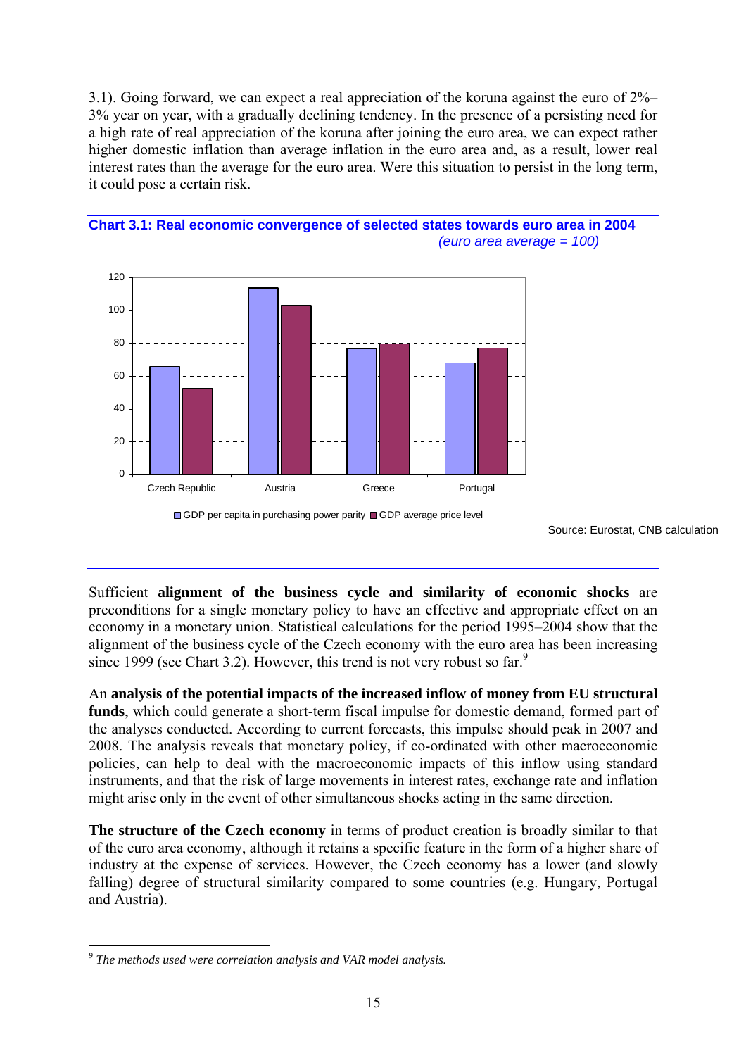3.1). Going forward, we can expect a real appreciation of the koruna against the euro of 2%–3% year on year, with a gradually declining tendency. In the presence of a persisting need for a high rate of real appreciation of the koruna after joining the euro area, we can expect rather higher domestic inflation than average inflation in the euro area and, as a result, lower real interest rates than the average for the euro area. Were this situation to persist in the long term, it could pose a certain risk.

**Chart 3.1: Real economic convergence of selected states towards euro area in 2004**
*(euro area average = 100)*

Source: Eurostat, CNB calculation

Sufficient **alignment of the business cycle and similarity of economic shocks** are preconditions for a single monetary policy to have an effective and appropriate effect on an economy in a monetary union. Statistical calculations for the period 1995–2004 show that the alignment of the business cycle of the Czech economy with the euro area has been increasing since 1999 (see Chart 3.2). However, this trend is not very robust so far.[9]

An **analysis of the potential impacts of the increased inflow of money from EU structural funds**, which could generate a short-term fiscal impulse for domestic demand, formed part of the analyses conducted. According to current forecasts, this impulse should peak in 2007 and 2008. The analysis reveals that monetary policy, if co-ordinated with other macroeconomic policies, can help to deal with the macroeconomic impacts of this inflow using standard instruments, and that the risk of large movements in interest rates, exchange rate and inflation might arise only in the event of other simultaneous shocks acting in the same direction.

**The structure of the Czech economy** in terms of product creation is broadly similar to that of the euro area economy, although it retains a specific feature in the form of a higher share of industry at the expense of services. However, the Czech economy has a lower (and slowly falling) degree of structural similarity compared to some countries (e.g. Hungary, Portugal and Austria).

---

[9] *The methods used were correlation analysis and VAR model analysis.*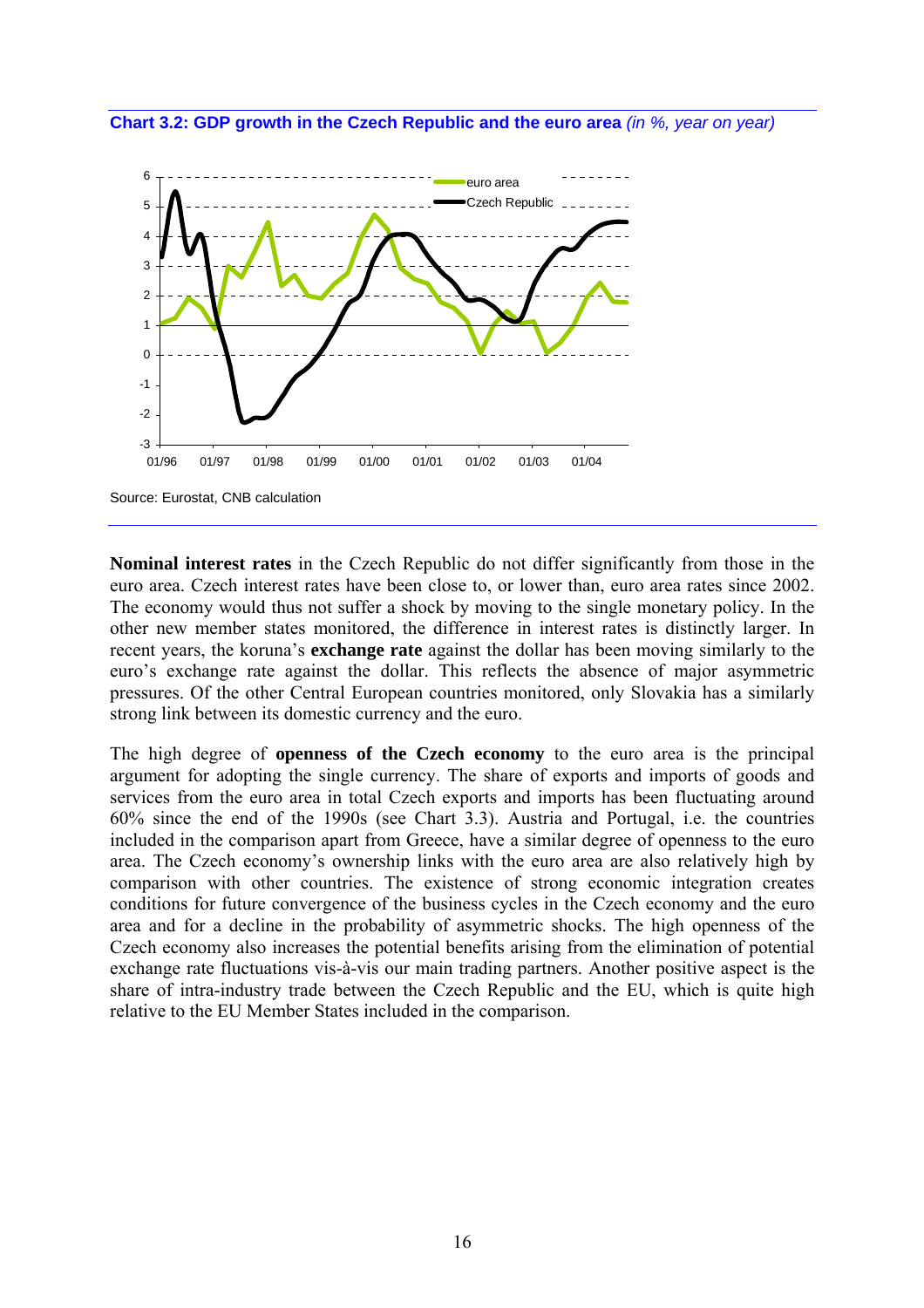**Chart 3.2: GDP growth in the Czech Republic and the euro area** *(in %, year on year)*

Source: Eurostat, CNB calculation

**Nominal interest rates** in the Czech Republic do not differ significantly from those in the euro area. Czech interest rates have been close to, or lower than, euro area rates since 2002. The economy would thus not suffer a shock by moving to the single monetary policy. In the other new member states monitored, the difference in interest rates is distinctly larger. In recent years, the koruna's **exchange rate** against the dollar has been moving similarly to the euro's exchange rate against the dollar. This reflects the absence of major asymmetric pressures. Of the other Central European countries monitored, only Slovakia has a similarly strong link between its domestic currency and the euro.

The high degree of **openness of the Czech economy** to the euro area is the principal argument for adopting the single currency. The share of exports and imports of goods and services from the euro area in total Czech exports and imports has been fluctuating around 60% since the end of the 1990s (see Chart 3.3). Austria and Portugal, i.e. the countries included in the comparison apart from Greece, have a similar degree of openness to the euro area. The Czech economy's ownership links with the euro area are also relatively high by comparison with other countries. The existence of strong economic integration creates conditions for future convergence of the business cycles in the Czech economy and the euro area and for a decline in the probability of asymmetric shocks. The high openness of the Czech economy also increases the potential benefits arising from the elimination of potential exchange rate fluctuations vis-à-vis our main trading partners. Another positive aspect is the share of intra-industry trade between the Czech Republic and the EU, which is quite high relative to the EU Member States included in the comparison.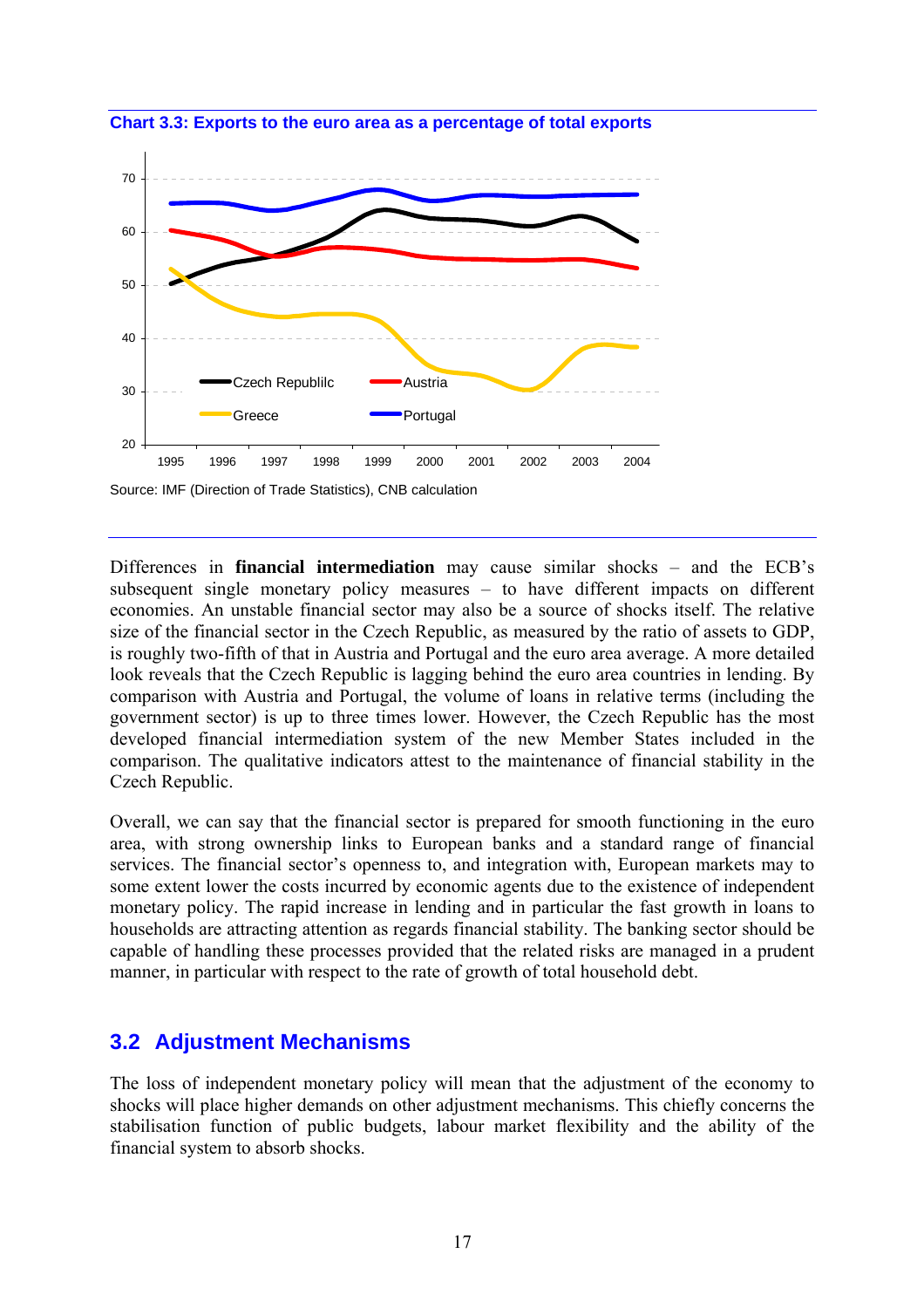**Chart 3.3: Exports to the euro area as a percentage of total exports**

Source: IMF (Direction of Trade Statistics), CNB calculation

Differences in **financial intermediation** may cause similar shocks – and the ECB's subsequent single monetary policy measures – to have different impacts on different economies. An unstable financial sector may also be a source of shocks itself. The relative size of the financial sector in the Czech Republic, as measured by the ratio of assets to GDP, is roughly two-fifth of that in Austria and Portugal and the euro area average. A more detailed look reveals that the Czech Republic is lagging behind the euro area countries in lending. By comparison with Austria and Portugal, the volume of loans in relative terms (including the government sector) is up to three times lower. However, the Czech Republic has the most developed financial intermediation system of the new Member States included in the comparison. The qualitative indicators attest to the maintenance of financial stability in the Czech Republic.

Overall, we can say that the financial sector is prepared for smooth functioning in the euro area, with strong ownership links to European banks and a standard range of financial services. The financial sector's openness to, and integration with, European markets may to some extent lower the costs incurred by economic agents due to the existence of independent monetary policy. The rapid increase in lending and in particular the fast growth in loans to households are attracting attention as regards financial stability. The banking sector should be capable of handling these processes provided that the related risks are managed in a prudent manner, in particular with respect to the rate of growth of total household debt.

## 3.2 Adjustment Mechanisms

The loss of independent monetary policy will mean that the adjustment of the economy to shocks will place higher demands on other adjustment mechanisms. This chiefly concerns the stabilisation function of public budgets, labour market flexibility and the ability of the financial system to absorb shocks.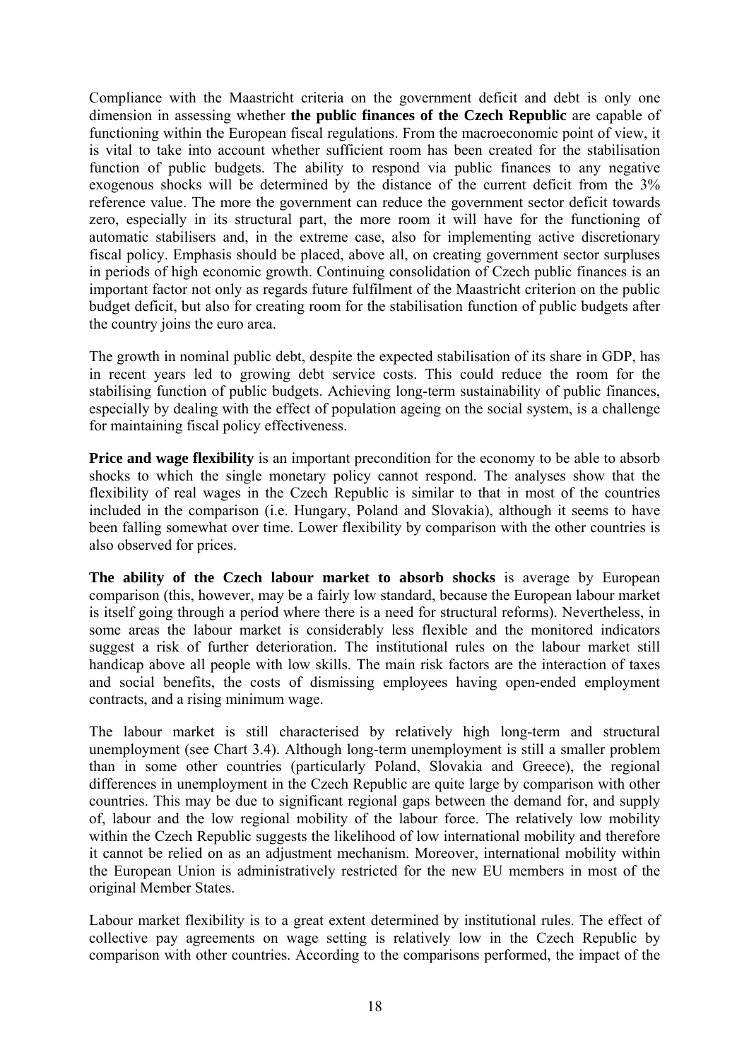Compliance with the Maastricht criteria on the government deficit and debt is only one dimension in assessing whether **the public finances of the Czech Republic** are capable of functioning within the European fiscal regulations. From the macroeconomic point of view, it is vital to take into account whether sufficient room has been created for the stabilisation function of public budgets. The ability to respond via public finances to any negative exogenous shocks will be determined by the distance of the current deficit from the 3% reference value. The more the government can reduce the government sector deficit towards zero, especially in its structural part, the more room it will have for the functioning of automatic stabilisers and, in the extreme case, also for implementing active discretionary fiscal policy. Emphasis should be placed, above all, on creating government sector surpluses in periods of high economic growth. Continuing consolidation of Czech public finances is an important factor not only as regards future fulfilment of the Maastricht criterion on the public budget deficit, but also for creating room for the stabilisation function of public budgets after the country joins the euro area.

The growth in nominal public debt, despite the expected stabilisation of its share in GDP, has in recent years led to growing debt service costs. This could reduce the room for the stabilising function of public budgets. Achieving long-term sustainability of public finances, especially by dealing with the effect of population ageing on the social system, is a challenge for maintaining fiscal policy effectiveness.

**Price and wage flexibility** is an important precondition for the economy to be able to absorb shocks to which the single monetary policy cannot respond. The analyses show that the flexibility of real wages in the Czech Republic is similar to that in most of the countries included in the comparison (i.e. Hungary, Poland and Slovakia), although it seems to have been falling somewhat over time. Lower flexibility by comparison with the other countries is also observed for prices.

**The ability of the Czech labour market to absorb shocks** is average by European comparison (this, however, may be a fairly low standard, because the European labour market is itself going through a period where there is a need for structural reforms). Nevertheless, in some areas the labour market is considerably less flexible and the monitored indicators suggest a risk of further deterioration. The institutional rules on the labour market still handicap above all people with low skills. The main risk factors are the interaction of taxes and social benefits, the costs of dismissing employees having open-ended employment contracts, and a rising minimum wage.

The labour market is still characterised by relatively high long-term and structural unemployment (see Chart 3.4). Although long-term unemployment is still a smaller problem than in some other countries (particularly Poland, Slovakia and Greece), the regional differences in unemployment in the Czech Republic are quite large by comparison with other countries. This may be due to significant regional gaps between the demand for, and supply of, labour and the low regional mobility of the labour force. The relatively low mobility within the Czech Republic suggests the likelihood of low international mobility and therefore it cannot be relied on as an adjustment mechanism. Moreover, international mobility within the European Union is administratively restricted for the new EU members in most of the original Member States.

Labour market flexibility is to a great extent determined by institutional rules. The effect of collective pay agreements on wage setting is relatively low in the Czech Republic by comparison with other countries. According to the comparisons performed, the impact of the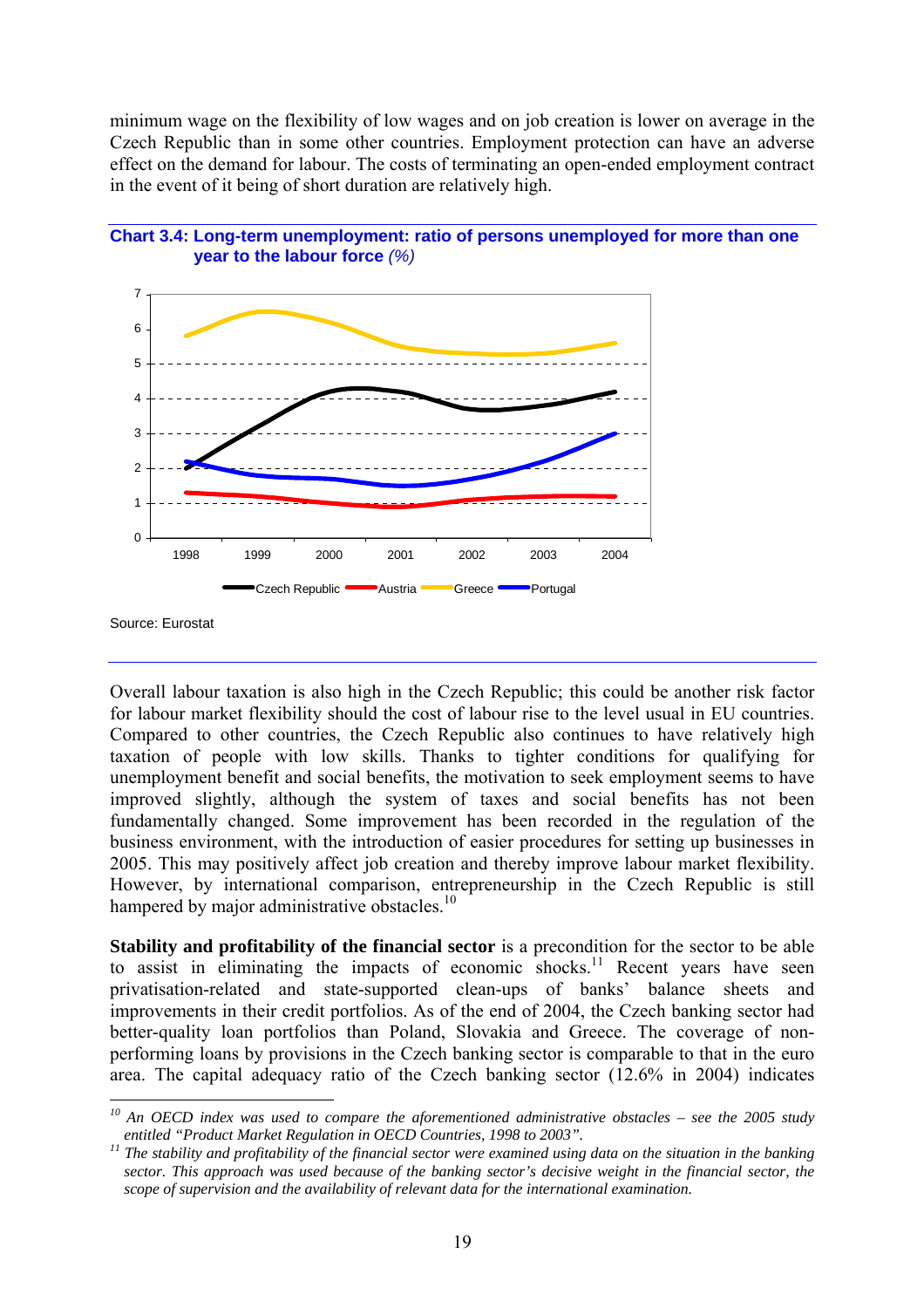minimum wage on the flexibility of low wages and on job creation is lower on average in the Czech Republic than in some other countries. Employment protection can have an adverse effect on the demand for labour. The costs of terminating an open-ended employment contract in the event of it being of short duration are relatively high.

**Chart 3.4: Long-term unemployment: ratio of persons unemployed for more than one year to the labour force** *(%)*

Source: Eurostat

Overall labour taxation is also high in the Czech Republic; this could be another risk factor for labour market flexibility should the cost of labour rise to the level usual in EU countries. Compared to other countries, the Czech Republic also continues to have relatively high taxation of people with low skills. Thanks to tighter conditions for qualifying for unemployment benefit and social benefits, the motivation to seek employment seems to have improved slightly, although the system of taxes and social benefits has not been fundamentally changed. Some improvement has been recorded in the regulation of the business environment, with the introduction of easier procedures for setting up businesses in 2005. This may positively affect job creation and thereby improve labour market flexibility. However, by international comparison, entrepreneurship in the Czech Republic is still hampered by major administrative obstacles.[10]

**Stability and profitability of the financial sector** is a precondition for the sector to be able to assist in eliminating the impacts of economic shocks.[11] Recent years have seen privatisation-related and state-supported clean-ups of banks' balance sheets and improvements in their credit portfolios. As of the end of 2004, the Czech banking sector had better-quality loan portfolios than Poland, Slovakia and Greece. The coverage of non-performing loans by provisions in the Czech banking sector is comparable to that in the euro area. The capital adequacy ratio of the Czech banking sector (12.6% in 2004) indicates

---

[10] *An OECD index was used to compare the aforementioned administrative obstacles – see the 2005 study entitled "Product Market Regulation in OECD Countries, 1998 to 2003".*

[11] *The stability and profitability of the financial sector were examined using data on the situation in the banking sector. This approach was used because of the banking sector's decisive weight in the financial sector, the scope of supervision and the availability of relevant data for the international examination.*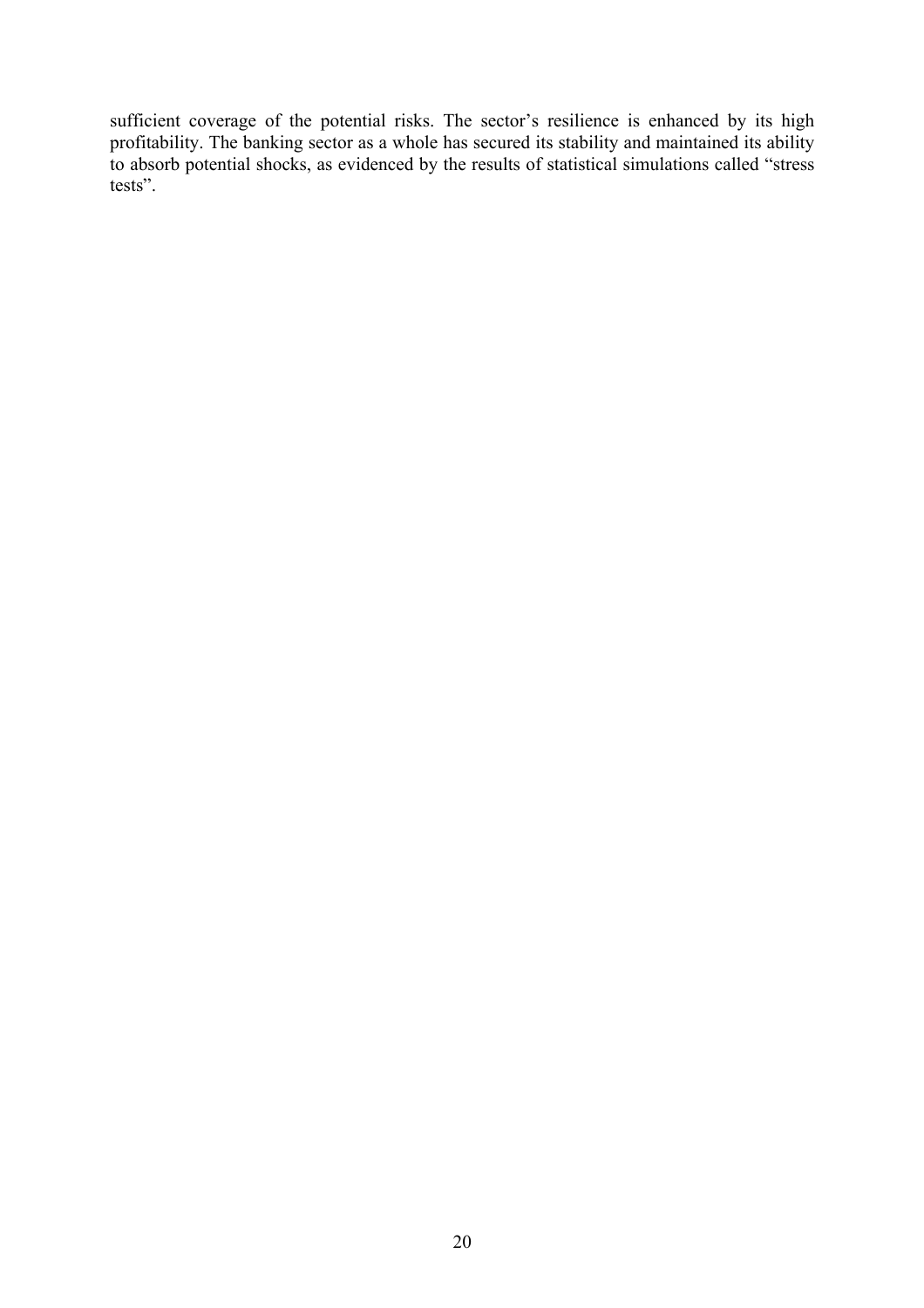sufficient coverage of the potential risks. The sector's resilience is enhanced by its high profitability. The banking sector as a whole has secured its stability and maintained its ability to absorb potential shocks, as evidenced by the results of statistical simulations called "stress tests".